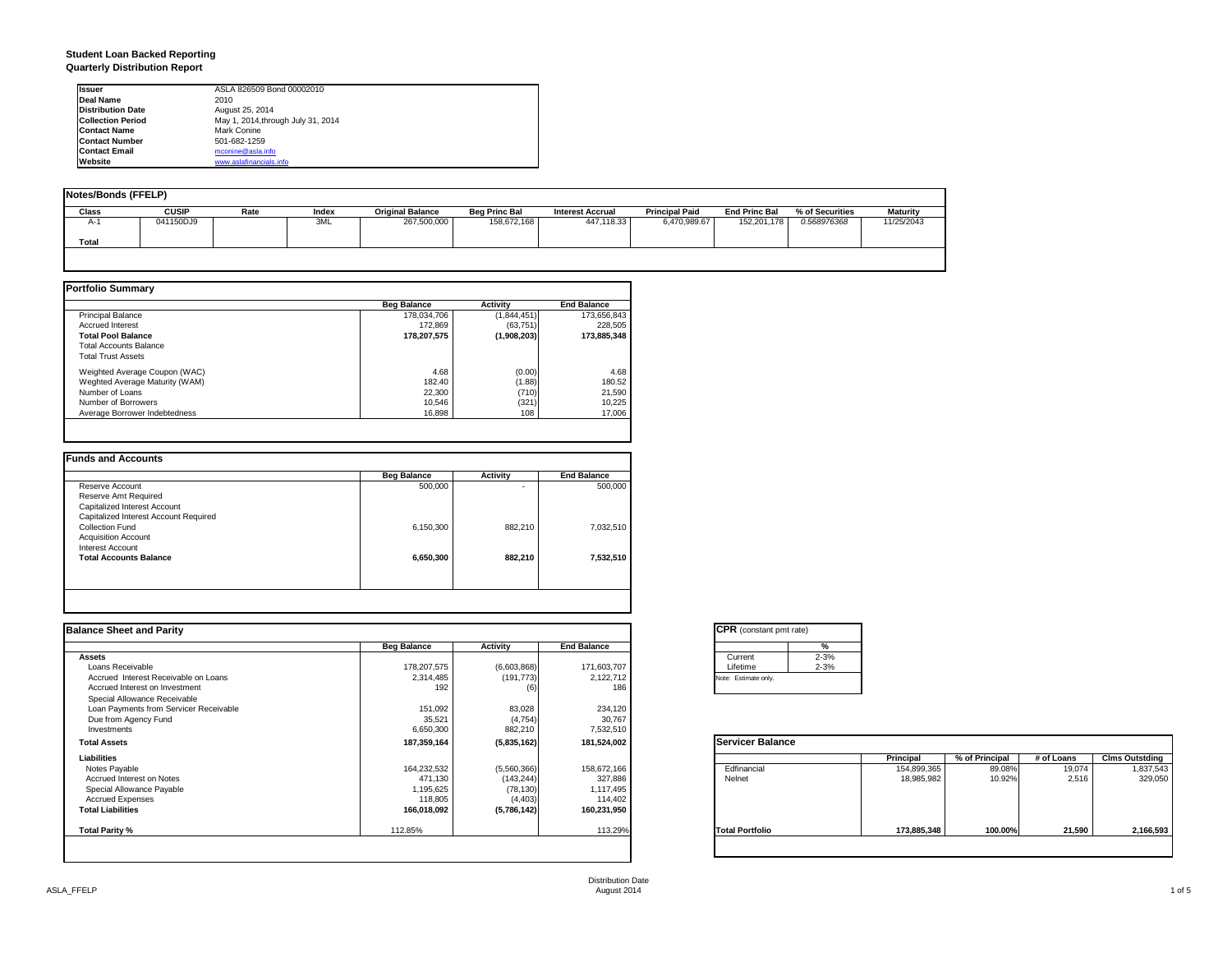**Student Loan Backed Reporting**
**Quarterly Distribution Report**

| | |
|---|---|
| **Issuer** | ASLA 826509 Bond 00002010 |
| **Deal Name** | 2010 |
| **Distribution Date** | August 25, 2014 |
| **Collection Period** | May 1, 2014,through July 31, 2014 |
| **Contact Name** | Mark Conine |
| **Contact Number** | 501-682-1259 |
| **Contact Email** | mconine@asla.info |
| **Website** | www.aslafinancials.info |

**Notes/Bonds (FFELP)**

| Class | CUSIP | Rate | Index | Original Balance | Beg Princ Bal | Interest Accrual | Principal Paid | End Princ Bal | % of Securities | Maturity |
|---|---|---|---|---|---|---|---|---|---|---|
| A-1 | 041150DJ9 | | 3ML | 267,500,000 | 158,672,168 | 447,118.33 | 6,470,989.67 | 152,201,178 | *0.568976368* | 11/25/2043 |
| **Total** | | | | | | | | | | |

**Portfolio Summary**

| | Beg Balance | Activity | End Balance |
|---|---|---|---|
| Principal Balance | 178,034,706 | (1,844,451) | 173,656,843 |
| Accrued Interest | 172,869 | (63,751) | 228,505 |
| **Total Pool Balance** | **178,207,575** | **(1,908,203)** | **173,885,348** |
| Total Accounts Balance | | | |
| Total Trust Assets | | | |
| Weighted Average Coupon (WAC) | 4.68 | (0.00) | 4.68 |
| Weghted Average Maturity (WAM) | 182.40 | (1.88) | 180.52 |
| Number of Loans | 22,300 | (710) | 21,590 |
| Number of Borrowers | 10,546 | (321) | 10,225 |
| Average Borrower Indebtedness | 16,898 | 108 | 17,006 |

**Funds and Accounts**

| | Beg Balance | Activity | End Balance |
|---|---|---|---|
| Reserve Account | 500,000 | - | 500,000 |
| Reserve Amt Required | | | |
| Capitalized Interest Account | | | |
| Capitalized Interest Account Required | | | |
| Collection Fund | 6,150,300 | 882,210 | 7,032,510 |
| Acquisition Account | | | |
| Interest Account | | | |
| **Total Accounts Balance** | **6,650,300** | **882,210** | **7,532,510** |

**Balance Sheet and Parity**

| | Beg Balance | Activity | End Balance |
|---|---|---|---|
| **Assets** | | | |
| Loans Receivable | 178,207,575 | (6,603,868) | 171,603,707 |
| Accrued Interest Receivable on Loans | 2,314,485 | (191,773) | 2,122,712 |
| Accrued Interest on Investment | 192 | (6) | 186 |
| Special Allowance Receivable | | | |
| Loan Payments from Servicer Receivable | 151,092 | 83,028 | 234,120 |
| Due from Agency Fund | 35,521 | (4,754) | 30,767 |
| Investments | 6,650,300 | 882,210 | 7,532,510 |
| **Total Assets** | **187,359,164** | **(5,835,162)** | **181,524,002** |
| **Liabilities** | | | |
| Notes Payable | 164,232,532 | (5,560,366) | 158,672,166 |
| Accrued Interest on Notes | 471,130 | (143,244) | 327,886 |
| Special Allowance Payable | 1,195,625 | (78,130) | 1,117,495 |
| Accrued Expenses | 118,805 | (4,403) | 114,402 |
| **Total Liabilities** | **166,018,092** | **(5,786,142)** | **160,231,950** |
| **Total Parity %** | 112.85% | | 113.29% |

**CPR** (constant pmt rate)

| | % |
|---|---|
| Current | 2-3% |
| Lifetime | 2-3% |

Note: Estimate only.

**Servicer Balance**

| | Principal | % of Principal | # of Loans | Clms Outstding |
|---|---|---|---|---|
| Edfinancial | 154,899,365 | 89.08% | 19,074 | 1,837,543 |
| Nelnet | 18,985,982 | 10.92% | 2,516 | 329,050 |
| **Total Portfolio** | **173,885,348** | **100.00%** | **21,590** | **2,166,593** |

Distribution Date
August 2014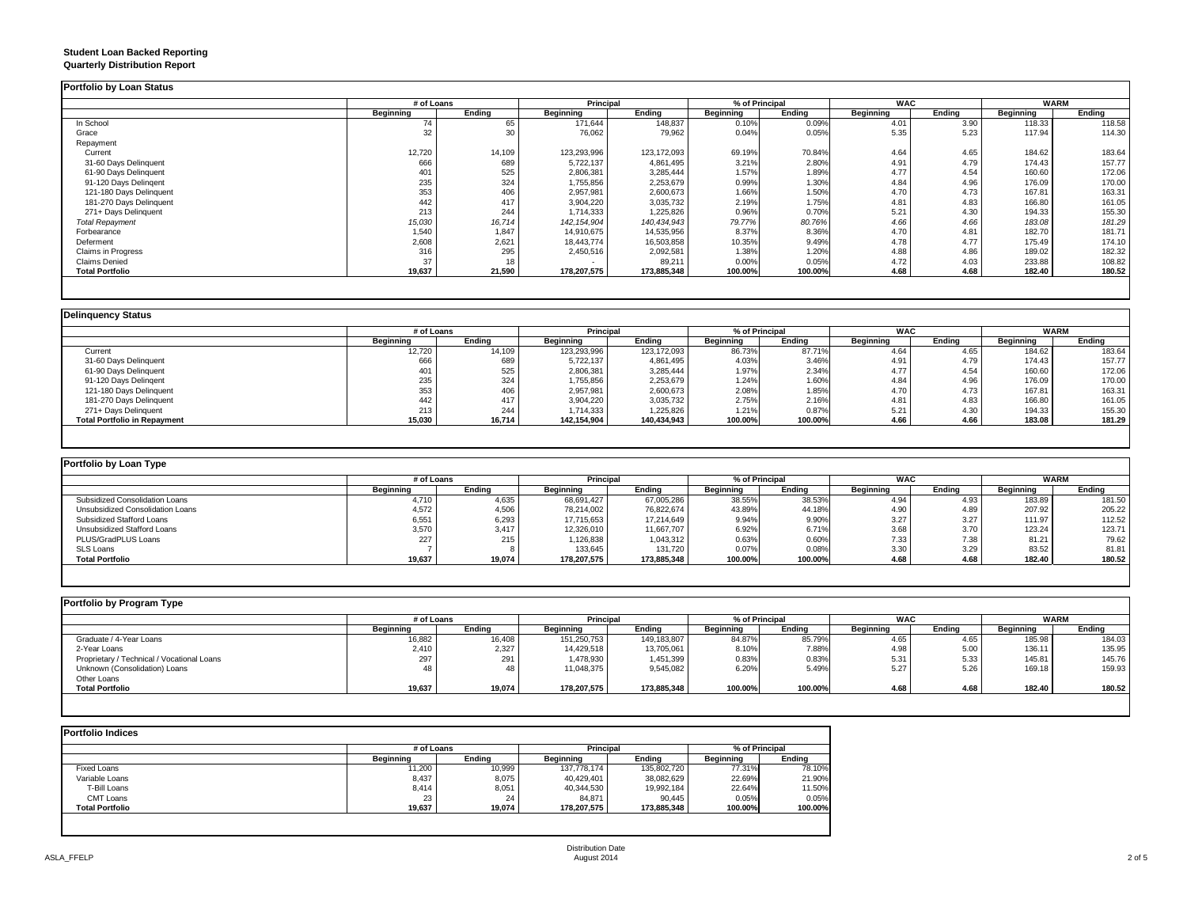**Student Loan Backed Reporting**
**Quarterly Distribution Report**

## Portfolio by Loan Status

| | # of Loans | | Principal | | % of Principal | | WAC | | WARM | |
|---|---|---|---|---|---|---|---|---|---|---|
| | Beginning | Ending | Beginning | Ending | Beginning | Ending | Beginning | Ending | Beginning | Ending |
| In School | 74 | 65 | 171,644 | 148,837 | 0.10% | 0.09% | 4.01 | 3.90 | 118.33 | 118.58 |
| Grace | 32 | 30 | 76,062 | 79,962 | 0.04% | 0.05% | 5.35 | 5.23 | 117.94 | 114.30 |
| Repayment | | | | | | | | | | |
| Current | 12,720 | 14,109 | 123,293,996 | 123,172,093 | 69.19% | 70.84% | 4.64 | 4.65 | 184.62 | 183.64 |
| 31-60 Days Delinquent | 666 | 689 | 5,722,137 | 4,861,495 | 3.21% | 2.80% | 4.91 | 4.79 | 174.43 | 157.77 |
| 61-90 Days Delinquent | 401 | 525 | 2,806,381 | 3,285,444 | 1.57% | 1.89% | 4.77 | 4.54 | 160.60 | 172.06 |
| 91-120 Days Delingent | 235 | 324 | 1,755,856 | 2,253,679 | 0.99% | 1.30% | 4.84 | 4.96 | 176.09 | 170.00 |
| 121-180 Days Delinquent | 353 | 406 | 2,957,981 | 2,600,673 | 1.66% | 1.50% | 4.70 | 4.73 | 167.81 | 163.31 |
| 181-270 Days Delinquent | 442 | 417 | 3,904,220 | 3,035,732 | 2.19% | 1.75% | 4.81 | 4.83 | 166.80 | 161.05 |
| 271+ Days Delinquent | 213 | 244 | 1,714,333 | 1,225,826 | 0.96% | 0.70% | 5.21 | 4.30 | 194.33 | 155.30 |
| *Total Repayment* | *15,030* | *16,714* | *142,154,904* | *140,434,943* | *79.77%* | *80.76%* | *4.66* | *4.66* | *183.08* | *181.29* |
| Forbearance | 1,540 | 1,847 | 14,910,675 | 14,535,956 | 8.37% | 8.36% | 4.70 | 4.81 | 182.70 | 181.71 |
| Deferment | 2,608 | 2,621 | 18,443,774 | 16,503,858 | 10.35% | 9.49% | 4.78 | 4.77 | 175.49 | 174.10 |
| Claims in Progress | 316 | 295 | 2,450,516 | 2,092,581 | 1.38% | 1.20% | 4.88 | 4.86 | 189.02 | 182.32 |
| Claims Denied | 37 | 18 | - | 89,211 | 0.00% | 0.05% | 4.72 | 4.03 | 233.88 | 108.82 |
| **Total Portfolio** | **19,637** | **21,590** | **178,207,575** | **173,885,348** | **100.00%** | **100.00%** | **4.68** | **4.68** | **182.40** | **180.52** |

## Delinquency Status

| | # of Loans | | Principal | | % of Principal | | WAC | | WARM | |
|---|---|---|---|---|---|---|---|---|---|---|
| | Beginning | Ending | Beginning | Ending | Beginning | Ending | Beginning | Ending | Beginning | Ending |
| Current | 12,720 | 14,109 | 123,293,996 | 123,172,093 | 86.73% | 87.71% | 4.64 | 4.65 | 184.62 | 183.64 |
| 31-60 Days Delinquent | 666 | 689 | 5,722,137 | 4,861,495 | 4.03% | 3.46% | 4.91 | 4.79 | 174.43 | 157.77 |
| 61-90 Days Delinquent | 401 | 525 | 2,806,381 | 3,285,444 | 1.97% | 2.34% | 4.77 | 4.54 | 160.60 | 172.06 |
| 91-120 Days Delingent | 235 | 324 | 1,755,856 | 2,253,679 | 1.24% | 1.60% | 4.84 | 4.96 | 176.09 | 170.00 |
| 121-180 Days Delinquent | 353 | 406 | 2,957,981 | 2,600,673 | 2.08% | 1.85% | 4.70 | 4.73 | 167.81 | 163.31 |
| 181-270 Days Delinquent | 442 | 417 | 3,904,220 | 3,035,732 | 2.75% | 2.16% | 4.81 | 4.83 | 166.80 | 161.05 |
| 271+ Days Delinquent | 213 | 244 | 1,714,333 | 1,225,826 | 1.21% | 0.87% | 5.21 | 4.30 | 194.33 | 155.30 |
| **Total Portfolio in Repayment** | **15,030** | **16,714** | **142,154,904** | **140,434,943** | **100.00%** | **100.00%** | **4.66** | **4.66** | **183.08** | **181.29** |

## Portfolio by Loan Type

| | # of Loans | | Principal | | % of Principal | | WAC | | WARM | |
|---|---|---|---|---|---|---|---|---|---|---|
| | Beginning | Ending | Beginning | Ending | Beginning | Ending | Beginning | Ending | Beginning | Ending |
| Subsidized Consolidation Loans | 4,710 | 4,635 | 68,691,427 | 67,005,286 | 38.55% | 38.53% | 4.94 | 4.93 | 183.89 | 181.50 |
| Unsubsidized Consolidation Loans | 4,572 | 4,506 | 78,214,002 | 76,822,674 | 43.89% | 44.18% | 4.90 | 4.89 | 207.92 | 205.22 |
| Subsidized Stafford Loans | 6,551 | 6,293 | 17,715,653 | 17,214,649 | 9.94% | 9.90% | 3.27 | 3.27 | 111.97 | 112.52 |
| Unsubsidized Stafford Loans | 3,570 | 3,417 | 12,326,010 | 11,667,707 | 6.92% | 6.71% | 3.68 | 3.70 | 123.24 | 123.71 |
| PLUS/GradPLUS Loans | 227 | 215 | 1,126,838 | 1,043,312 | 0.63% | 0.60% | 7.33 | 7.38 | 81.21 | 79.62 |
| SLS Loans | 7 | 8 | 133,645 | 131,720 | 0.07% | 0.08% | 3.30 | 3.29 | 83.52 | 81.81 |
| **Total Portfolio** | **19,637** | **19,074** | **178,207,575** | **173,885,348** | **100.00%** | **100.00%** | **4.68** | **4.68** | **182.40** | **180.52** |

## Portfolio by Program Type

| | # of Loans | | Principal | | % of Principal | | WAC | | WARM | |
|---|---|---|---|---|---|---|---|---|---|---|
| | Beginning | Ending | Beginning | Ending | Beginning | Ending | Beginning | Ending | Beginning | Ending |
| Graduate / 4-Year Loans | 16,882 | 16,408 | 151,250,753 | 149,183,807 | 84.87% | 85.79% | 4.65 | 4.65 | 185.98 | 184.03 |
| 2-Year Loans | 2,410 | 2,327 | 14,429,518 | 13,705,061 | 8.10% | 7.88% | 4.98 | 5.00 | 136.11 | 135.95 |
| Proprietary / Technical / Vocational Loans | 297 | 291 | 1,478,930 | 1,451,399 | 0.83% | 0.83% | 5.31 | 5.33 | 145.81 | 145.76 |
| Unknown (Consolidation) Loans | 48 | 48 | 11,048,375 | 9,545,082 | 6.20% | 5.49% | 5.27 | 5.26 | 169.18 | 159.93 |
| Other Loans | | | | | | | | | | |
| **Total Portfolio** | **19,637** | **19,074** | **178,207,575** | **173,885,348** | **100.00%** | **100.00%** | **4.68** | **4.68** | **182.40** | **180.52** |

## Portfolio Indices

| | # of Loans | | Principal | | % of Principal | |
|---|---|---|---|---|---|---|
| | Beginning | Ending | Beginning | Ending | Beginning | Ending |
| Fixed Loans | 11,200 | 10,999 | 137,778,174 | 135,802,720 | 77.31% | 78.10% |
| Variable Loans | 8,437 | 8,075 | 40,429,401 | 38,082,629 | 22.69% | 21.90% |
| T-Bill Loans | 8,414 | 8,051 | 40,344,530 | 19,992,184 | 22.64% | 11.50% |
| CMT Loans | 23 | 24 | 84,871 | 90,445 | 0.05% | 0.05% |
| **Total Portfolio** | **19,637** | **19,074** | **178,207,575** | **173,885,348** | **100.00%** | **100.00%** |

ASLA_FFELP

Distribution Date
August 2014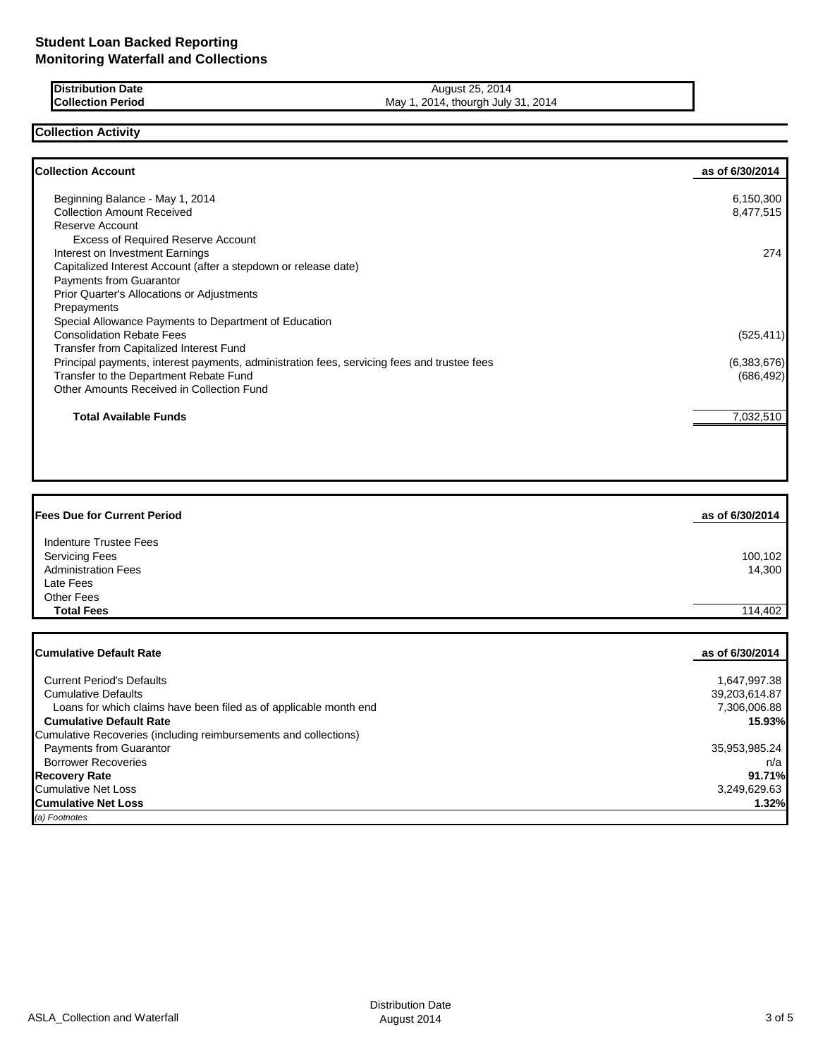# Student Loan Backed Reporting
## Monitoring Waterfall and Collections

| | |
|---|---|
| **Distribution Date** | August 25, 2014 |
| **Collection Period** | May 1, 2014, thourgh July 31, 2014 |

## Collection Activity

| **Collection Account** | **as of 6/30/2014** |
|---|---|
| Beginning Balance - May 1, 2014 | 6,150,300 |
| Collection Amount Received | 8,477,515 |
| Reserve Account | |
| Excess of Required Reserve Account | |
| Interest on Investment Earnings | 274 |
| Capitalized Interest Account (after a stepdown or release date) | |
| Payments from Guarantor | |
| Prior Quarter's Allocations or Adjustments | |
| Prepayments | |
| Special Allowance Payments to Department of Education | |
| Consolidation Rebate Fees | (525,411) |
| Transfer from Capitalized Interest Fund | |
| Principal payments, interest payments, administration fees, servicing fees and trustee fees | (6,383,676) |
| Transfer to the Department Rebate Fund | (686,492) |
| Other Amounts Received in Collection Fund | |
| **Total Available Funds** | 7,032,510 |

| **Fees Due for Current Period** | **as of 6/30/2014** |
|---|---|
| Indenture Trustee Fees | |
| Servicing Fees | 100,102 |
| Administration Fees | 14,300 |
| Late Fees | |
| Other Fees | |
| **Total Fees** | 114,402 |

| **Cumulative Default Rate** | **as of 6/30/2014** |
|---|---|
| Current Period's Defaults | 1,647,997.38 |
| Cumulative Defaults | 39,203,614.87 |
| Loans for which claims have been filed as of applicable month end | 7,306,006.88 |
| **Cumulative Default Rate** | **15.93%** |
| Cumulative Recoveries (including reimbursements and collections) | |
| Payments from Guarantor | 35,953,985.24 |
| Borrower Recoveries | n/a |
| **Recovery Rate** | **91.71%** |
| Cumulative Net Loss | 3,249,629.63 |
| **Cumulative Net Loss** | **1.32%** |

*(a) Footnotes*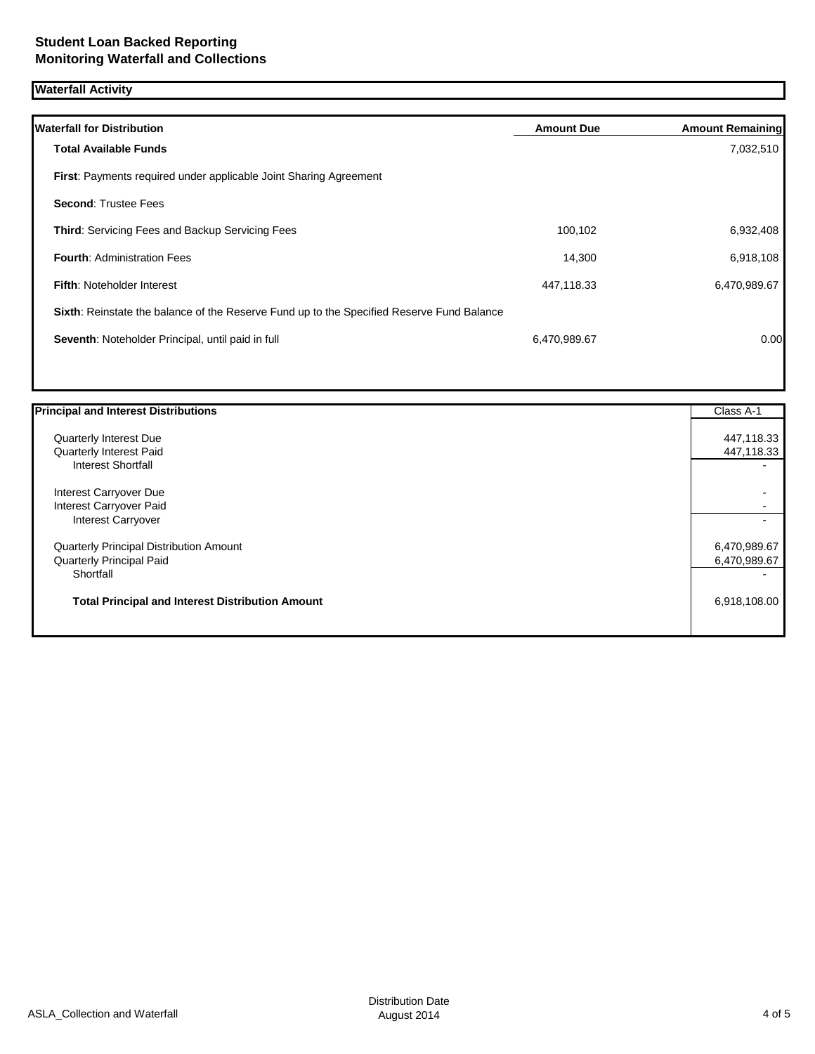# Student Loan Backed Reporting
# Monitoring Waterfall and Collections

## Waterfall Activity

| Waterfall for Distribution | Amount Due | Amount Remaining |
|---|---|---|
| **Total Available Funds** | | 7,032,510 |
| **First**: Payments required under applicable Joint Sharing Agreement | | |
| **Second**: Trustee Fees | | |
| **Third**: Servicing Fees and Backup Servicing Fees | 100,102 | 6,932,408 |
| **Fourth**: Administration Fees | 14,300 | 6,918,108 |
| **Fifth**: Noteholder Interest | 447,118.33 | 6,470,989.67 |
| **Sixth**: Reinstate the balance of the Reserve Fund up to the Specified Reserve Fund Balance | | |
| **Seventh**: Noteholder Principal, until paid in full | 6,470,989.67 | 0.00 |

| Principal and Interest Distributions | Class A-1 |
|---|---|
| Quarterly Interest Due | 447,118.33 |
| Quarterly Interest Paid | 447,118.33 |
| Interest Shortfall | - |
| Interest Carryover Due | - |
| Interest Carryover Paid | - |
| Interest Carryover | - |
| Quarterly Principal Distribution Amount | 6,470,989.67 |
| Quarterly Principal Paid | 6,470,989.67 |
| Shortfall | - |
| **Total Principal and Interest Distribution Amount** | 6,918,108.00 |

ASLA_Collection and Waterfall

Distribution Date
August 2014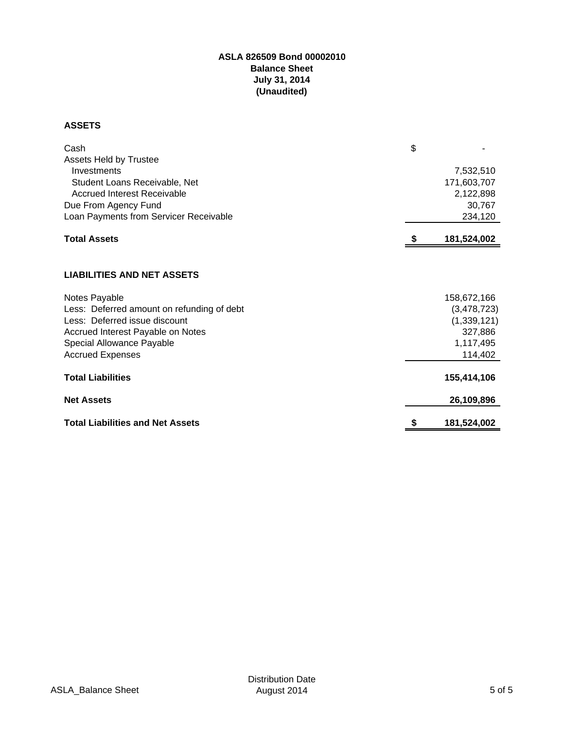**ASLA 826509 Bond 00002010**
**Balance Sheet**
**July 31, 2014**
**(Unaudited)**

**ASSETS**

| | |
|---|---|
| Cash | $ - |
| Assets Held by Trustee | |
| Investments | 7,532,510 |
| Student Loans Receivable, Net | 171,603,707 |
| Accrued Interest Receivable | 2,122,898 |
| Due From Agency Fund | 30,767 |
| Loan Payments from Servicer Receivable | 234,120 |
| **Total Assets** | **$ 181,524,002** |

**LIABILITIES AND NET ASSETS**

| | |
|---|---|
| Notes Payable | 158,672,166 |
| Less: Deferred amount on refunding of debt | (3,478,723) |
| Less: Deferred issue discount | (1,339,121) |
| Accrued Interest Payable on Notes | 327,886 |
| Special Allowance Payable | 1,117,495 |
| Accrued Expenses | 114,402 |
| **Total Liabilities** | **155,414,106** |
| **Net Assets** | **26,109,896** |
| **Total Liabilities and Net Assets** | **$ 181,524,002** |

ASLA_Balance Sheet

Distribution Date
August 2014